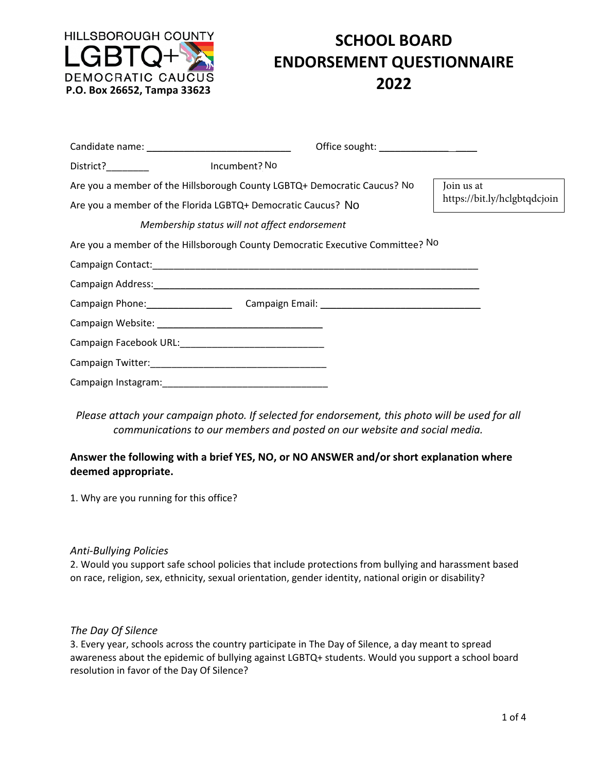HILLSBOROUGH COUNTY
LGBTQ+
DEMOCRATIC CAUCUS
**P.O. Box 26652, Tampa 33623**

# SCHOOL BOARD ENDORSEMENT QUESTIONNAIRE 2022

Candidate name: ____________________________ Office sought: ________________

District?________ Incumbent? No

Are you a member of the Hillsborough County LGBTQ+ Democratic Caucus? No

Are you a member of the Florida LGBTQ+ Democratic Caucus? No

Join us at https://bit.ly/hclgbtqdcjoin

*Membership status will not affect endorsement*

Are you a member of the Hillsborough County Democratic Executive Committee? No

Campaign Contact:_______________________________________________________________

Campaign Address:______________________________________________________________

Campaign Phone:________________ Campaign Email: ______________________________

Campaign Website: _______________________________

Campaign Facebook URL:___________________________

Campaign Twitter:________________________________

Campaign Instagram:______________________________

*Please attach your campaign photo. If selected for endorsement, this photo will be used for all communications to our members and posted on our website and social media.*

**Answer the following with a brief YES, NO, or NO ANSWER and/or short explanation where deemed appropriate.**

1. Why are you running for this office?

*Anti-Bullying Policies*

2. Would you support safe school policies that include protections from bullying and harassment based on race, religion, sex, ethnicity, sexual orientation, gender identity, national origin or disability?

*The Day Of Silence*

3. Every year, schools across the country participate in The Day of Silence, a day meant to spread awareness about the epidemic of bullying against LGBTQ+ students. Would you support a school board resolution in favor of the Day Of Silence?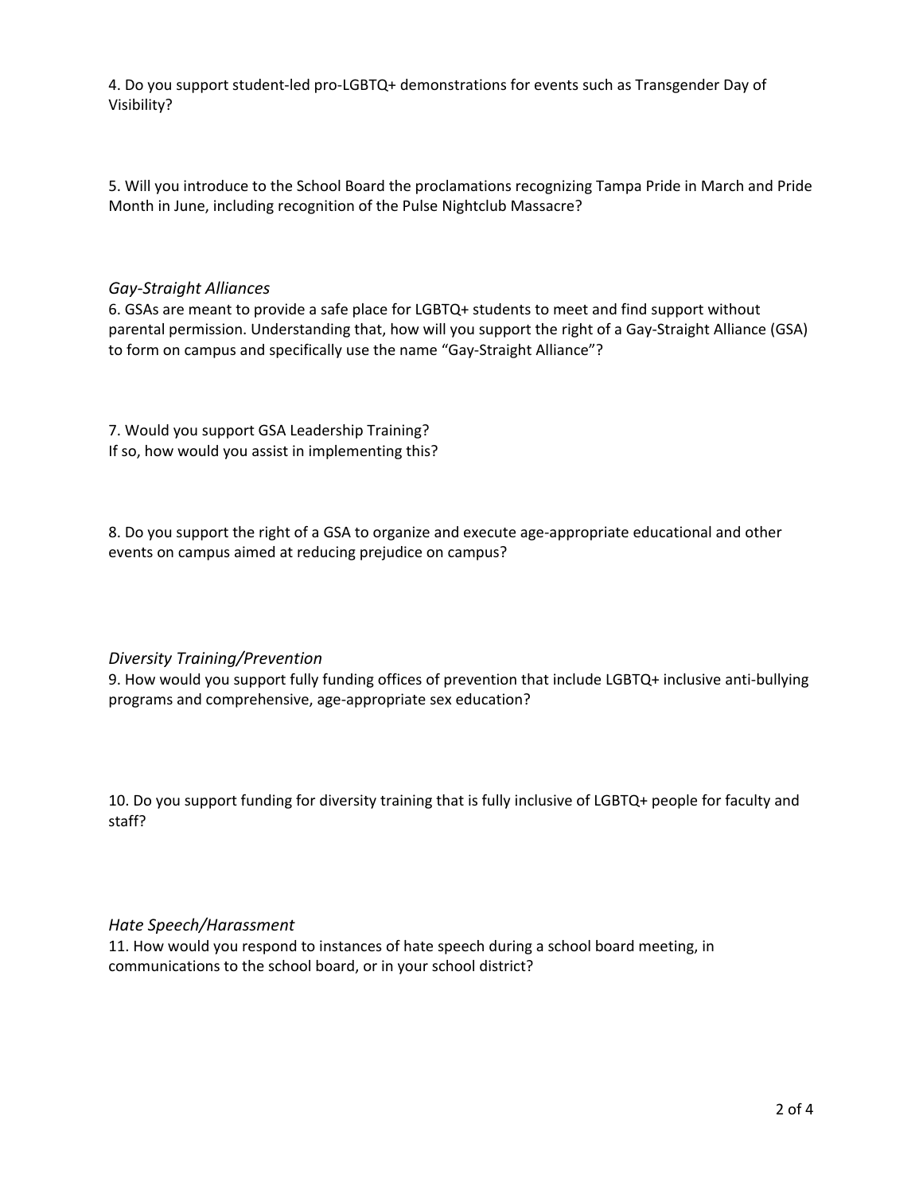4. Do you support student-led pro-LGBTQ+ demonstrations for events such as Transgender Day of Visibility?

5. Will you introduce to the School Board the proclamations recognizing Tampa Pride in March and Pride Month in June, including recognition of the Pulse Nightclub Massacre?

*Gay-Straight Alliances*

6. GSAs are meant to provide a safe place for LGBTQ+ students to meet and find support without parental permission. Understanding that, how will you support the right of a Gay-Straight Alliance (GSA) to form on campus and specifically use the name "Gay-Straight Alliance"?

7. Would you support GSA Leadership Training?
If so, how would you assist in implementing this?

8. Do you support the right of a GSA to organize and execute age-appropriate educational and other events on campus aimed at reducing prejudice on campus?

*Diversity Training/Prevention*

9. How would you support fully funding offices of prevention that include LGBTQ+ inclusive anti-bullying programs and comprehensive, age-appropriate sex education?

10. Do you support funding for diversity training that is fully inclusive of LGBTQ+ people for faculty and staff?

*Hate Speech/Harassment*

11. How would you respond to instances of hate speech during a school board meeting, in communications to the school board, or in your school district?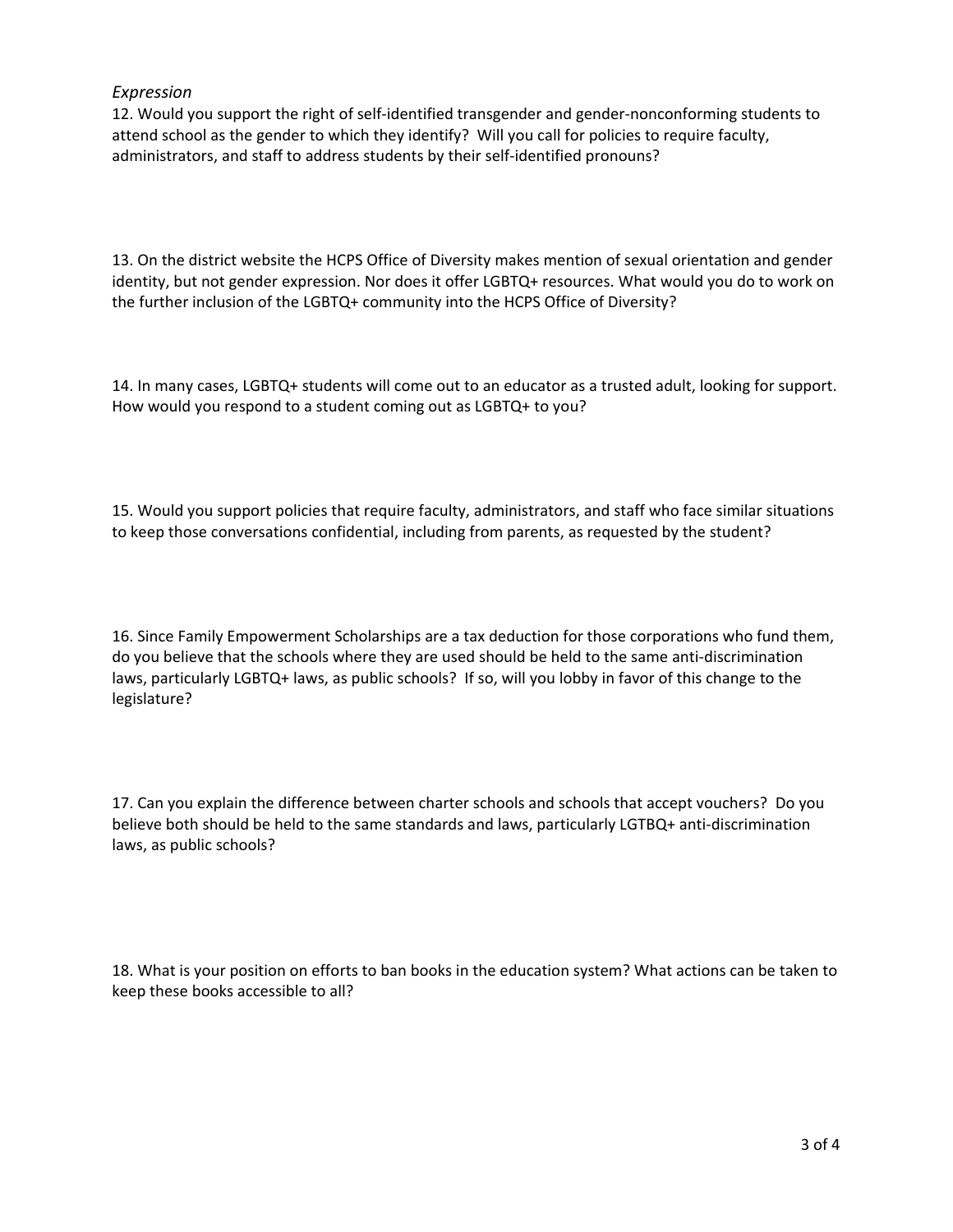*Expression*

12. Would you support the right of self-identified transgender and gender-nonconforming students to attend school as the gender to which they identify? Will you call for policies to require faculty, administrators, and staff to address students by their self-identified pronouns?

13. On the district website the HCPS Office of Diversity makes mention of sexual orientation and gender identity, but not gender expression. Nor does it offer LGBTQ+ resources. What would you do to work on the further inclusion of the LGBTQ+ community into the HCPS Office of Diversity?

14. In many cases, LGBTQ+ students will come out to an educator as a trusted adult, looking for support. How would you respond to a student coming out as LGBTQ+ to you?

15. Would you support policies that require faculty, administrators, and staff who face similar situations to keep those conversations confidential, including from parents, as requested by the student?

16. Since Family Empowerment Scholarships are a tax deduction for those corporations who fund them, do you believe that the schools where they are used should be held to the same anti-discrimination laws, particularly LGBTQ+ laws, as public schools? If so, will you lobby in favor of this change to the legislature?

17. Can you explain the difference between charter schools and schools that accept vouchers? Do you believe both should be held to the same standards and laws, particularly LGTBQ+ anti-discrimination laws, as public schools?

18. What is your position on efforts to ban books in the education system? What actions can be taken to keep these books accessible to all?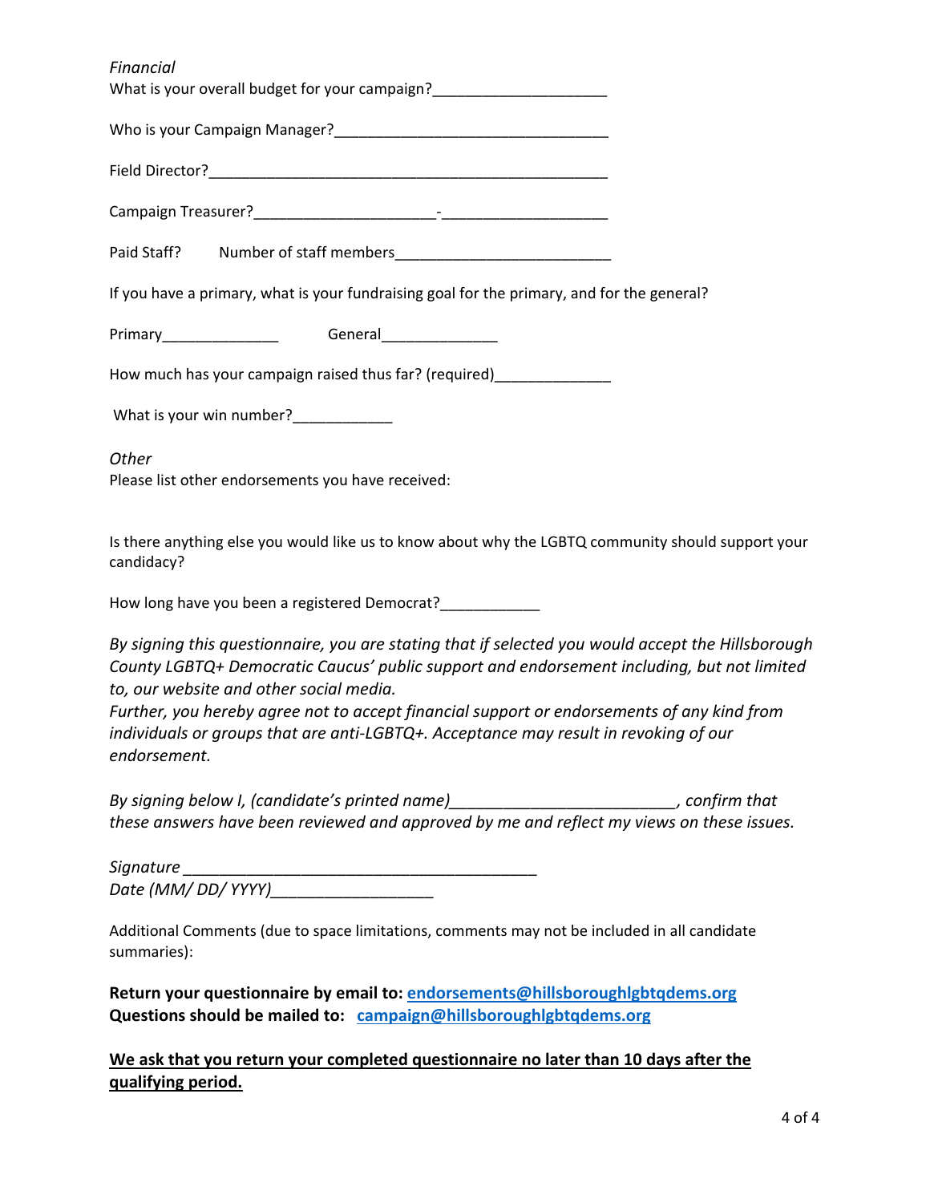*Financial*

What is your overall budget for your campaign?_____________________

Who is your Campaign Manager?_________________________________

Field Director?_________________________________________________

Campaign Treasurer?_____________________-____________________

Paid Staff? Number of staff members_________________________

If you have a primary, what is your fundraising goal for the primary, and for the general?

Primary______________ General______________

How much has your campaign raised thus far? (required)______________

What is your win number?____________

*Other*

Please list other endorsements you have received:

Is there anything else you would like us to know about why the LGBTQ community should support your candidacy?

How long have you been a registered Democrat?____________

*By signing this questionnaire, you are stating that if selected you would accept the Hillsborough County LGBTQ+ Democratic Caucus' public support and endorsement including, but not limited to, our website and other social media.*

*Further, you hereby agree not to accept financial support or endorsements of any kind from individuals or groups that are anti-LGBTQ+. Acceptance may result in revoking of our endorsement.*

*By signing below I, (candidate's printed name)_________________________, confirm that these answers have been reviewed and approved by me and reflect my views on these issues.*

*Signature* __________________________________________

*Date (MM/ DD/ YYYY)*___________________

Additional Comments (due to space limitations, comments may not be included in all candidate summaries):

**Return your questionnaire by email to: endorsements@hillsboroughlgbtqdems.org**

**Questions should be mailed to: campaign@hillsboroughlgbtqdems.org**

**We ask that you return your completed questionnaire no later than 10 days after the qualifying period.**